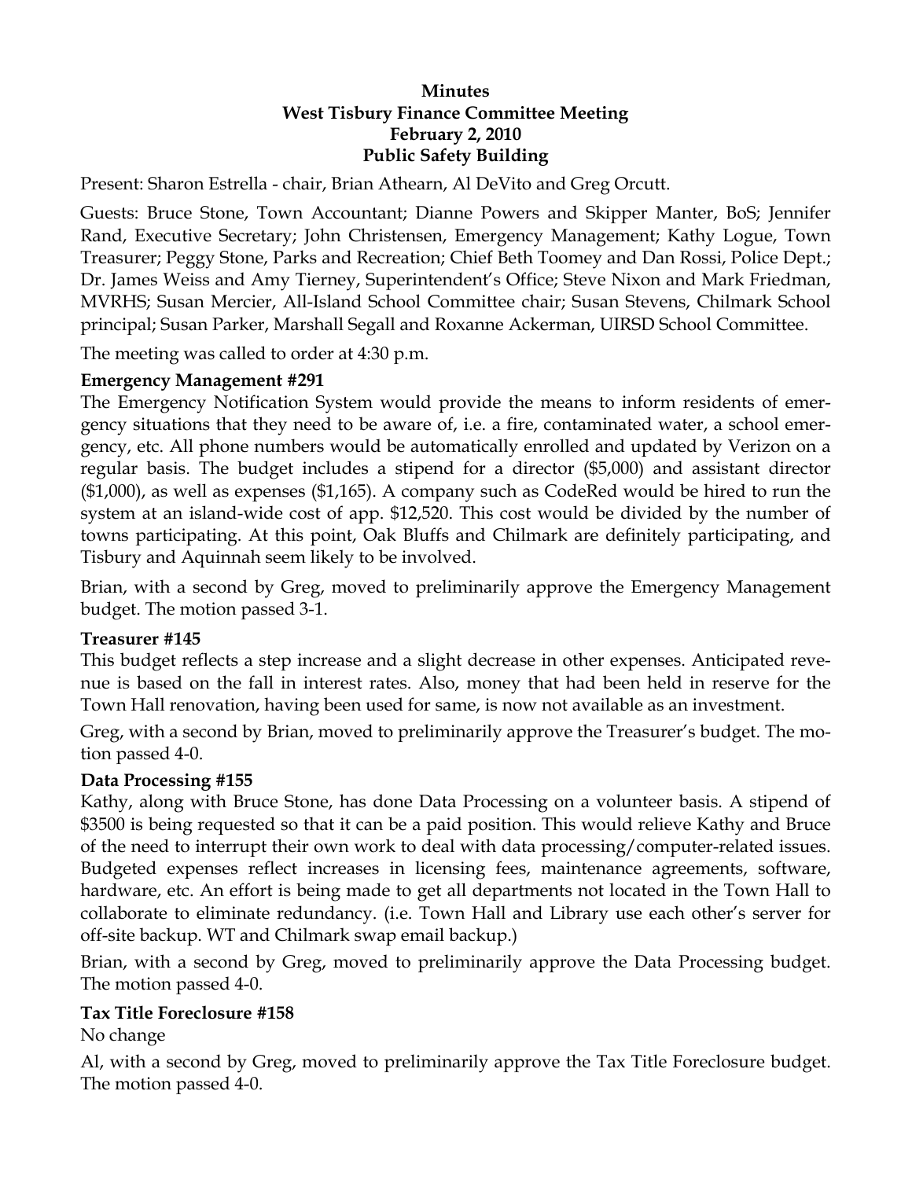**Minutes**
**West Tisbury Finance Committee Meeting**
**February 2, 2010**
**Public Safety Building**

Present: Sharon Estrella - chair, Brian Athearn, Al DeVito and Greg Orcutt.

Guests: Bruce Stone, Town Accountant; Dianne Powers and Skipper Manter, BoS; Jennifer Rand, Executive Secretary; John Christensen, Emergency Management; Kathy Logue, Town Treasurer; Peggy Stone, Parks and Recreation; Chief Beth Toomey and Dan Rossi, Police Dept.; Dr. James Weiss and Amy Tierney, Superintendent's Office; Steve Nixon and Mark Friedman, MVRHS; Susan Mercier, All-Island School Committee chair; Susan Stevens, Chilmark School principal; Susan Parker, Marshall Segall and Roxanne Ackerman, UIRSD School Committee.

The meeting was called to order at 4:30 p.m.

**Emergency Management #291**

The Emergency Notification System would provide the means to inform residents of emergency situations that they need to be aware of, i.e. a fire, contaminated water, a school emergency, etc. All phone numbers would be automatically enrolled and updated by Verizon on a regular basis. The budget includes a stipend for a director ($5,000) and assistant director ($1,000), as well as expenses ($1,165). A company such as CodeRed would be hired to run the system at an island-wide cost of app. $12,520. This cost would be divided by the number of towns participating. At this point, Oak Bluffs and Chilmark are definitely participating, and Tisbury and Aquinnah seem likely to be involved.

Brian, with a second by Greg, moved to preliminarily approve the Emergency Management budget. The motion passed 3-1.

**Treasurer #145**

This budget reflects a step increase and a slight decrease in other expenses. Anticipated revenue is based on the fall in interest rates. Also, money that had been held in reserve for the Town Hall renovation, having been used for same, is now not available as an investment.

Greg, with a second by Brian, moved to preliminarily approve the Treasurer's budget. The motion passed 4-0.

**Data Processing #155**

Kathy, along with Bruce Stone, has done Data Processing on a volunteer basis. A stipend of $3500 is being requested so that it can be a paid position. This would relieve Kathy and Bruce of the need to interrupt their own work to deal with data processing/computer-related issues. Budgeted expenses reflect increases in licensing fees, maintenance agreements, software, hardware, etc. An effort is being made to get all departments not located in the Town Hall to collaborate to eliminate redundancy. (i.e. Town Hall and Library use each other's server for off-site backup. WT and Chilmark swap email backup.)

Brian, with a second by Greg, moved to preliminarily approve the Data Processing budget. The motion passed 4-0.

**Tax Title Foreclosure #158**

No change

Al, with a second by Greg, moved to preliminarily approve the Tax Title Foreclosure budget. The motion passed 4-0.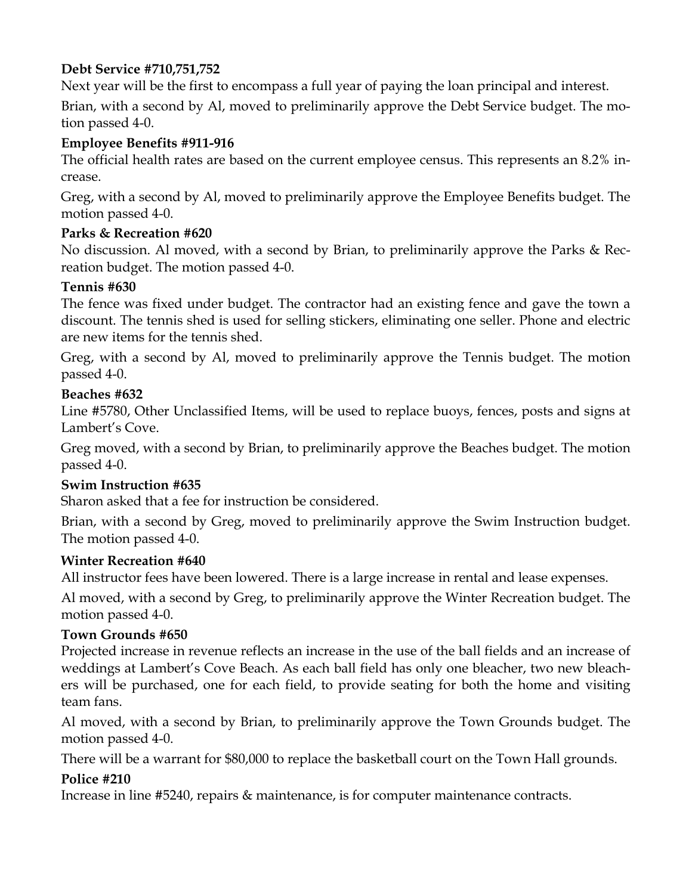**Debt Service #710,751,752**

Next year will be the first to encompass a full year of paying the loan principal and interest.

Brian, with a second by Al, moved to preliminarily approve the Debt Service budget. The motion passed 4-0.

**Employee Benefits #911-916**

The official health rates are based on the current employee census. This represents an 8.2% increase.

Greg, with a second by Al, moved to preliminarily approve the Employee Benefits budget. The motion passed 4-0.

**Parks & Recreation #620**

No discussion. Al moved, with a second by Brian, to preliminarily approve the Parks & Recreation budget. The motion passed 4-0.

**Tennis #630**

The fence was fixed under budget. The contractor had an existing fence and gave the town a discount. The tennis shed is used for selling stickers, eliminating one seller. Phone and electric are new items for the tennis shed.

Greg, with a second by Al, moved to preliminarily approve the Tennis budget. The motion passed 4-0.

**Beaches #632**

Line #5780, Other Unclassified Items, will be used to replace buoys, fences, posts and signs at Lambert's Cove.

Greg moved, with a second by Brian, to preliminarily approve the Beaches budget. The motion passed 4-0.

**Swim Instruction #635**

Sharon asked that a fee for instruction be considered.

Brian, with a second by Greg, moved to preliminarily approve the Swim Instruction budget. The motion passed 4-0.

**Winter Recreation #640**

All instructor fees have been lowered. There is a large increase in rental and lease expenses.

Al moved, with a second by Greg, to preliminarily approve the Winter Recreation budget. The motion passed 4-0.

**Town Grounds #650**

Projected increase in revenue reflects an increase in the use of the ball fields and an increase of weddings at Lambert's Cove Beach. As each ball field has only one bleacher, two new bleachers will be purchased, one for each field, to provide seating for both the home and visiting team fans.

Al moved, with a second by Brian, to preliminarily approve the Town Grounds budget. The motion passed 4-0.

There will be a warrant for $80,000 to replace the basketball court on the Town Hall grounds.

**Police #210**

Increase in line #5240, repairs & maintenance, is for computer maintenance contracts.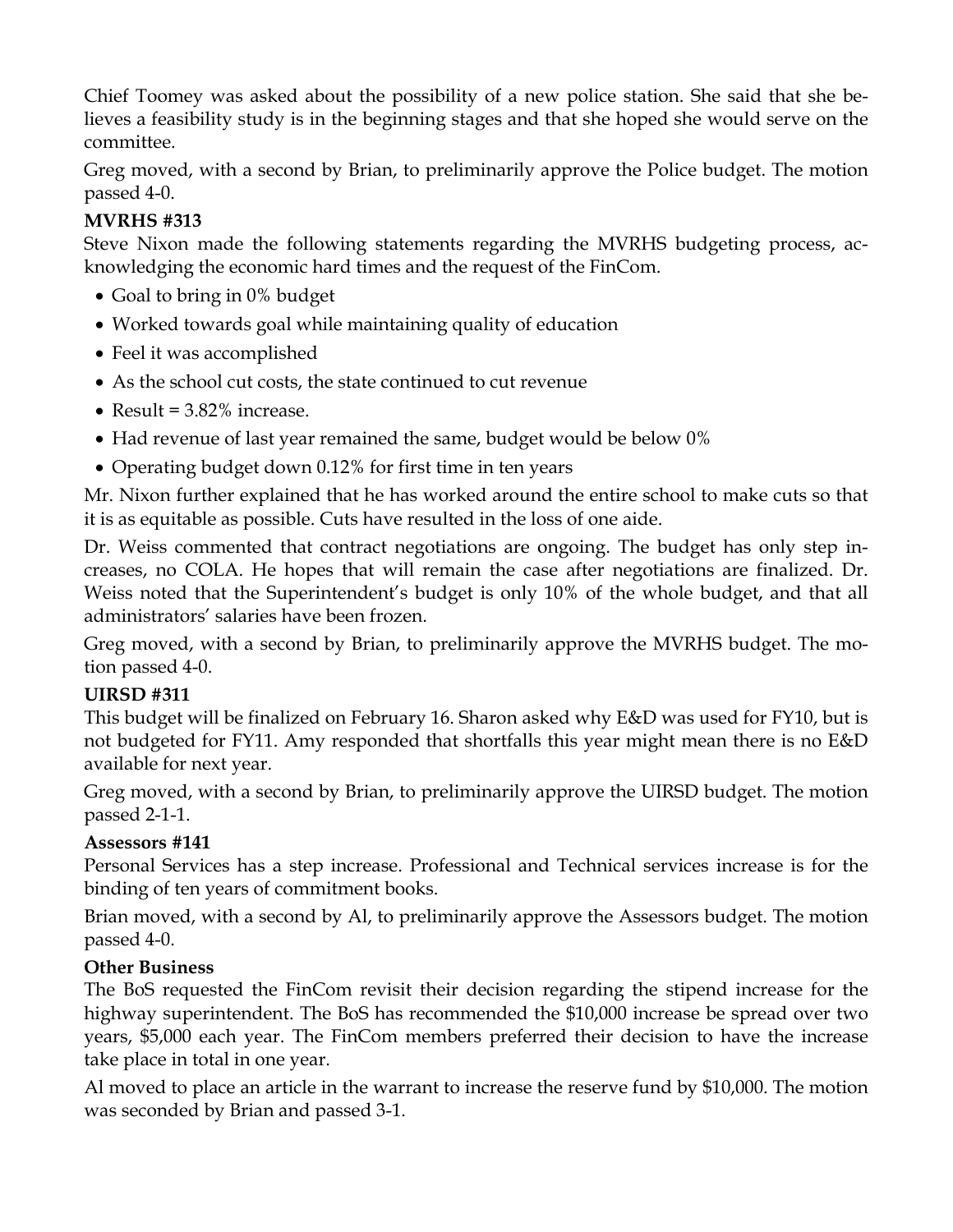Chief Toomey was asked about the possibility of a new police station. She said that she believes a feasibility study is in the beginning stages and that she hoped she would serve on the committee.

Greg moved, with a second by Brian, to preliminarily approve the Police budget. The motion passed 4-0.

**MVRHS #313**

Steve Nixon made the following statements regarding the MVRHS budgeting process, acknowledging the economic hard times and the request of the FinCom.

- Goal to bring in 0% budget
- Worked towards goal while maintaining quality of education
- Feel it was accomplished
- As the school cut costs, the state continued to cut revenue
- Result = 3.82% increase.
- Had revenue of last year remained the same, budget would be below 0%
- Operating budget down 0.12% for first time in ten years

Mr. Nixon further explained that he has worked around the entire school to make cuts so that it is as equitable as possible. Cuts have resulted in the loss of one aide.

Dr. Weiss commented that contract negotiations are ongoing. The budget has only step increases, no COLA. He hopes that will remain the case after negotiations are finalized. Dr. Weiss noted that the Superintendent's budget is only 10% of the whole budget, and that all administrators' salaries have been frozen.

Greg moved, with a second by Brian, to preliminarily approve the MVRHS budget. The motion passed 4-0.

**UIRSD #311**

This budget will be finalized on February 16. Sharon asked why E&D was used for FY10, but is not budgeted for FY11. Amy responded that shortfalls this year might mean there is no E&D available for next year.

Greg moved, with a second by Brian, to preliminarily approve the UIRSD budget. The motion passed 2-1-1.

**Assessors #141**

Personal Services has a step increase. Professional and Technical services increase is for the binding of ten years of commitment books.

Brian moved, with a second by Al, to preliminarily approve the Assessors budget. The motion passed 4-0.

**Other Business**

The BoS requested the FinCom revisit their decision regarding the stipend increase for the highway superintendent. The BoS has recommended the $10,000 increase be spread over two years, $5,000 each year. The FinCom members preferred their decision to have the increase take place in total in one year.

Al moved to place an article in the warrant to increase the reserve fund by $10,000. The motion was seconded by Brian and passed 3-1.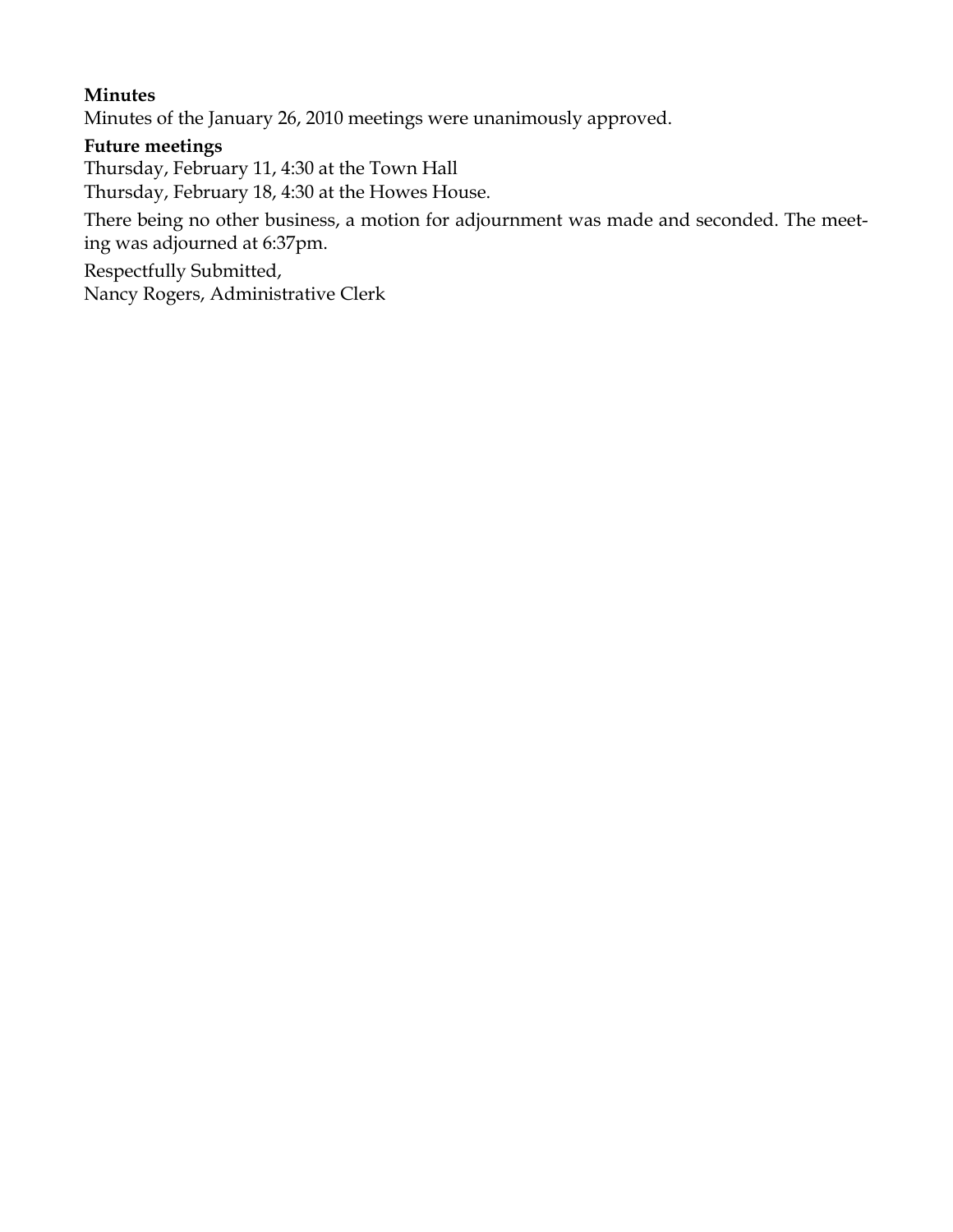**Minutes**

Minutes of the January 26, 2010 meetings were unanimously approved.

**Future meetings**

Thursday, February 11, 4:30 at the Town Hall
Thursday, February 18, 4:30 at the Howes House.

There being no other business, a motion for adjournment was made and seconded. The meeting was adjourned at 6:37pm.

Respectfully Submitted,
Nancy Rogers, Administrative Clerk